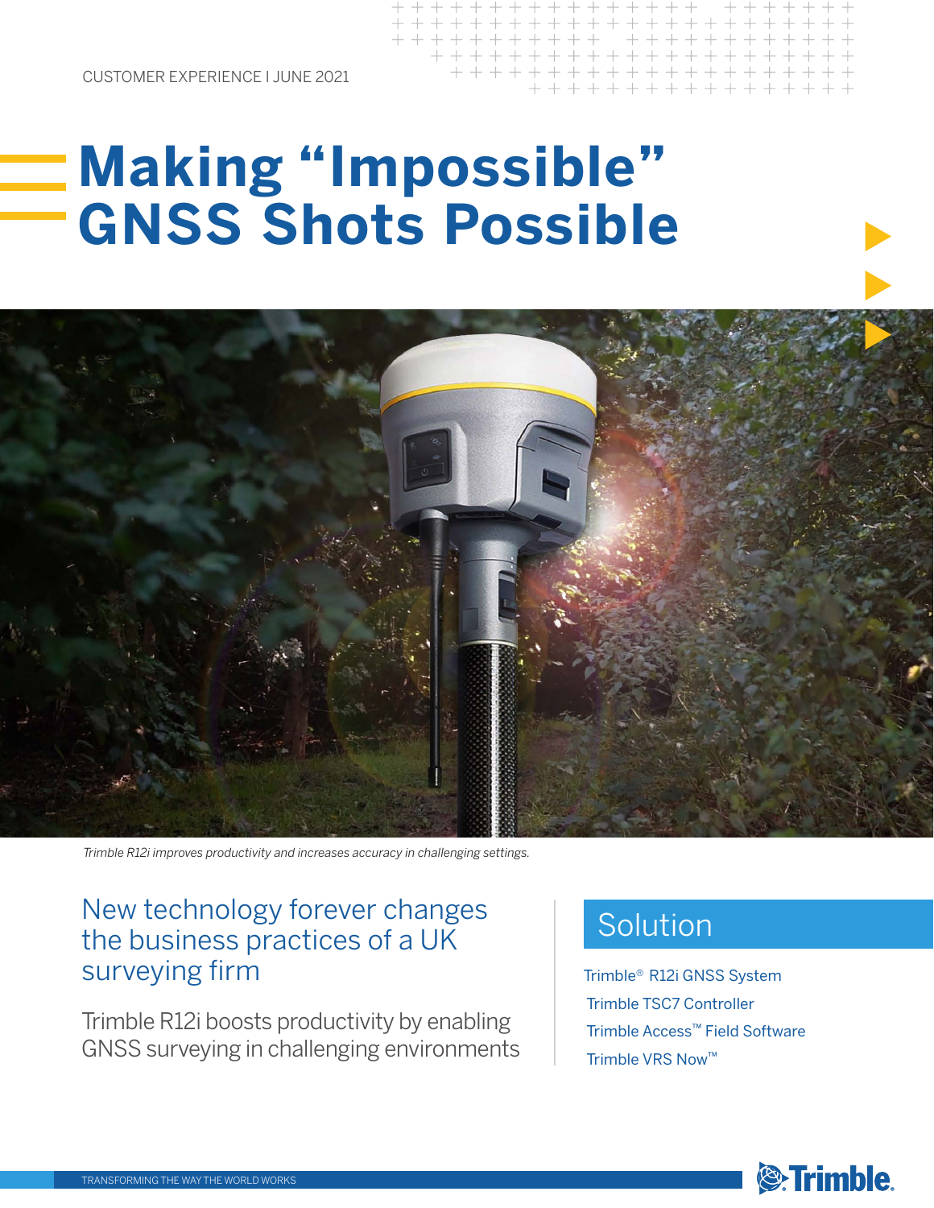CUSTOMER EXPERIENCE I JUNE 2021

# Making "Impossible" GNSS Shots Possible

*Trimble R12i improves productivity and increases accuracy in challenging settings.*

## New technology forever changes the business practices of a UK surveying firm

Trimble R12i boosts productivity by enabling GNSS surveying in challenging environments

## Solution

- Trimble® R12i GNSS System
- Trimble TSC7 Controller
- Trimble Access™ Field Software
- Trimble VRS Now™

TRANSFORMING THE WAY THE WORLD WORKS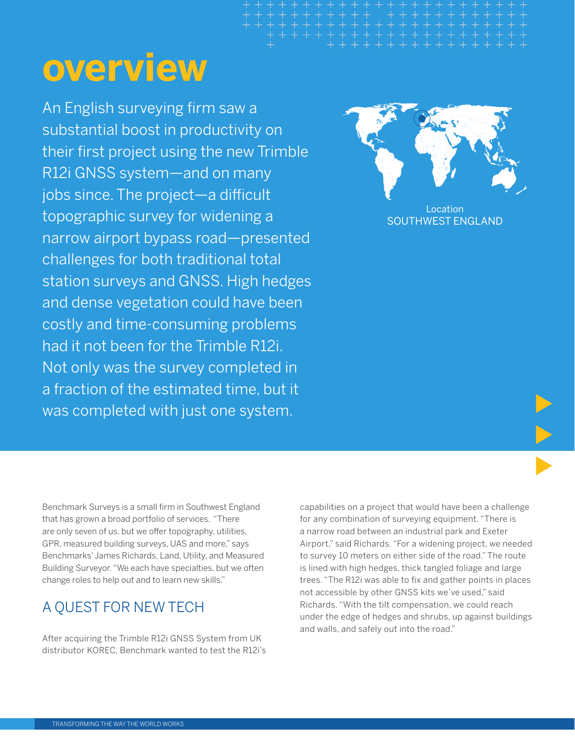# overview

An English surveying firm saw a substantial boost in productivity on their first project using the new Trimble R12i GNSS system—and on many jobs since. The project—a difficult topographic survey for widening a narrow airport bypass road—presented challenges for both traditional total station surveys and GNSS. High hedges and dense vegetation could have been costly and time-consuming problems had it not been for the Trimble R12i. Not only was the survey completed in a fraction of the estimated time, but it was completed with just one system.

Location
SOUTHWEST ENGLAND

Benchmark Surveys is a small firm in Southwest England that has grown a broad portfolio of services. "There are only seven of us, but we offer topography, utilities, GPR, measured building surveys, UAS and more," says Benchmarks' James Richards, Land, Utility, and Measured Building Surveyor. "We each have specialties, but we often change roles to help out and to learn new skills."

## A QUEST FOR NEW TECH

After acquiring the Trimble R12i GNSS System from UK distributor KOREC, Benchmark wanted to test the R12i's capabilities on a project that would have been a challenge for any combination of surveying equipment. "There is a narrow road between an industrial park and Exeter Airport," said Richards. "For a widening project, we needed to survey 10 meters on either side of the road." The route is lined with high hedges, thick tangled foliage and large trees. "The R12i was able to fix and gather points in places not accessible by other GNSS kits we've used," said Richards. "With the tilt compensation, we could reach under the edge of hedges and shrubs, up against buildings and walls, and safely out into the road."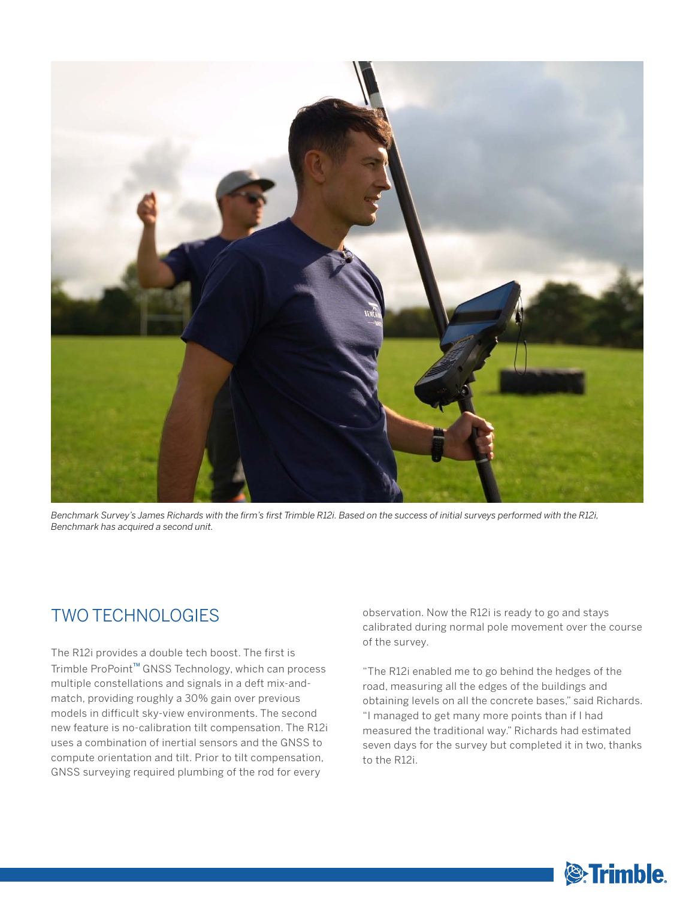*Benchmark Survey's James Richards with the firm's first Trimble R12i. Based on the success of initial surveys performed with the R12i, Benchmark has acquired a second unit.*

## TWO TECHNOLOGIES

The R12i provides a double tech boost. The first is Trimble ProPoint™ GNSS Technology, which can process multiple constellations and signals in a deft mix-and-match, providing roughly a 30% gain over previous models in difficult sky-view environments. The second new feature is no-calibration tilt compensation. The R12i uses a combination of inertial sensors and the GNSS to compute orientation and tilt. Prior to tilt compensation, GNSS surveying required plumbing of the rod for every observation. Now the R12i is ready to go and stays calibrated during normal pole movement over the course of the survey.

"The R12i enabled me to go behind the hedges of the road, measuring all the edges of the buildings and obtaining levels on all the concrete bases," said Richards. "I managed to get many more points than if I had measured the traditional way." Richards had estimated seven days for the survey but completed it in two, thanks to the R12i.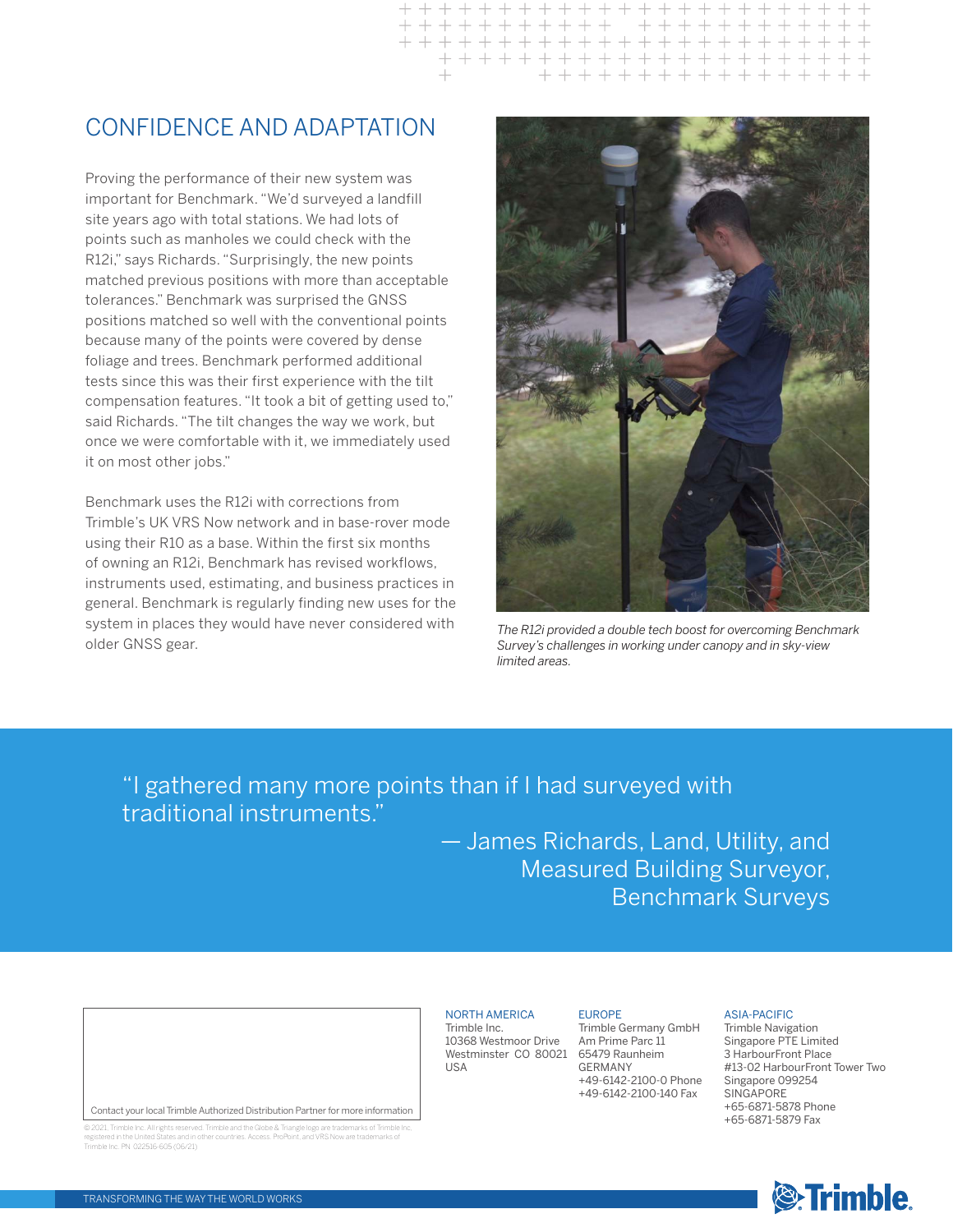## CONFIDENCE AND ADAPTATION

Proving the performance of their new system was important for Benchmark. "We'd surveyed a landfill site years ago with total stations. We had lots of points such as manholes we could check with the R12i," says Richards. "Surprisingly, the new points matched previous positions with more than acceptable tolerances." Benchmark was surprised the GNSS positions matched so well with the conventional points because many of the points were covered by dense foliage and trees. Benchmark performed additional tests since this was their first experience with the tilt compensation features. "It took a bit of getting used to," said Richards. "The tilt changes the way we work, but once we were comfortable with it, we immediately used it on most other jobs."

Benchmark uses the R12i with corrections from Trimble's UK VRS Now network and in base-rover mode using their R10 as a base. Within the first six months of owning an R12i, Benchmark has revised workflows, instruments used, estimating, and business practices in general. Benchmark is regularly finding new uses for the system in places they would have never considered with older GNSS gear.

*The R12i provided a double tech boost for overcoming Benchmark Survey's challenges in working under canopy and in sky-view limited areas.*

> "I gathered many more points than if I had surveyed with traditional instruments."
>
> — James Richards, Land, Utility, and Measured Building Surveyor, Benchmark Surveys

Contact your local Trimble Authorized Distribution Partner for more information

© 2021, Trimble Inc. All rights reserved. Trimble and the Globe & Triangle logo are trademarks of Trimble Inc. registered in the United States and in other countries. Access, ProPoint, and VRS Now are trademarks of Trimble Inc. PN 022516-605 (06/21)

**NORTH AMERICA**
Trimble Inc.
10368 Westmoor Drive
Westminster CO 80021
USA

**EUROPE**
Trimble Germany GmbH
Am Prime Parc 11
65479 Raunheim
GERMANY
+49-6142-2100-0 Phone
+49-6142-2100-140 Fax

**ASIA-PACIFIC**
Trimble Navigation
Singapore PTE Limited
3 HarbourFront Place
#13-02 HarbourFront Tower Two
Singapore 099254
SINGAPORE
+65-6871-5878 Phone
+65-6871-5879 Fax

TRANSFORMING THE WAY THE WORLD WORKS

Trimble.